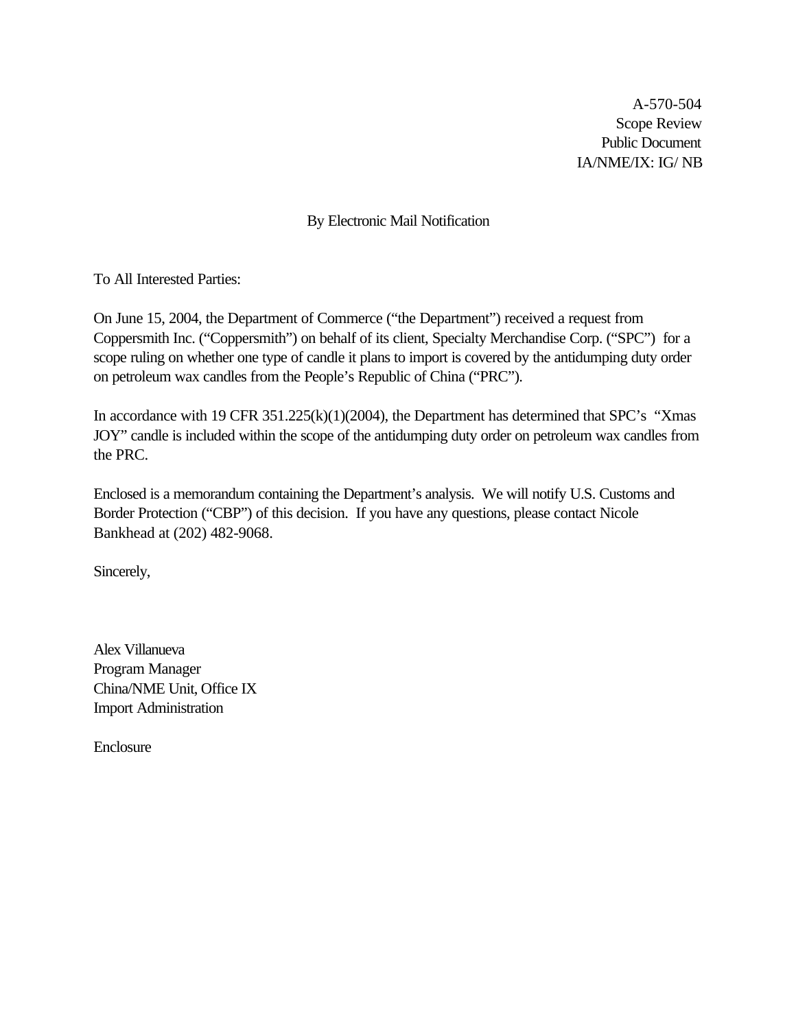A-570-504
Scope Review
Public Document
IA/NME/IX: IG/ NB

By Electronic Mail Notification

To All Interested Parties:

On June 15, 2004, the Department of Commerce ("the Department") received a request from Coppersmith Inc. ("Coppersmith") on behalf of its client, Specialty Merchandise Corp. ("SPC") for a scope ruling on whether one type of candle it plans to import is covered by the antidumping duty order on petroleum wax candles from the People's Republic of China ("PRC").

In accordance with 19 CFR 351.225(k)(1)(2004), the Department has determined that SPC's "Xmas JOY" candle is included within the scope of the antidumping duty order on petroleum wax candles from the PRC.

Enclosed is a memorandum containing the Department's analysis. We will notify U.S. Customs and Border Protection ("CBP") of this decision. If you have any questions, please contact Nicole Bankhead at (202) 482-9068.

Sincerely,

Alex Villanueva
Program Manager
China/NME Unit, Office IX
Import Administration

Enclosure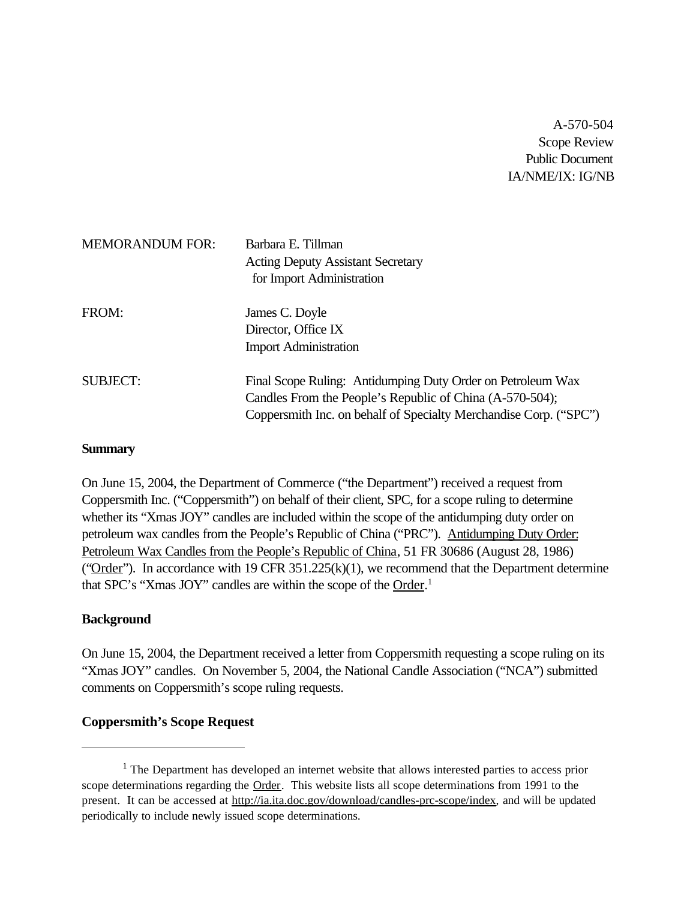A-570-504
Scope Review
Public Document
IA/NME/IX: IG/NB

MEMORANDUM FOR: Barbara E. Tillman
Acting Deputy Assistant Secretary
for Import Administration

FROM: James C. Doyle
Director, Office IX
Import Administration

SUBJECT: Final Scope Ruling: Antidumping Duty Order on Petroleum Wax Candles From the People's Republic of China (A-570-504); Coppersmith Inc. on behalf of Specialty Merchandise Corp. ("SPC")

**Summary**

On June 15, 2004, the Department of Commerce ("the Department") received a request from Coppersmith Inc. ("Coppersmith") on behalf of their client, SPC, for a scope ruling to determine whether its "Xmas JOY" candles are included within the scope of the antidumping duty order on petroleum wax candles from the People's Republic of China ("PRC"). Antidumping Duty Order: Petroleum Wax Candles from the People's Republic of China, 51 FR 30686 (August 28, 1986) ("Order"). In accordance with 19 CFR 351.225(k)(1), we recommend that the Department determine that SPC's "Xmas JOY" candles are within the scope of the Order.[1]

**Background**

On June 15, 2004, the Department received a letter from Coppersmith requesting a scope ruling on its "Xmas JOY" candles. On November 5, 2004, the National Candle Association ("NCA") submitted comments on Coppersmith's scope ruling requests.

**Coppersmith's Scope Request**

[1] The Department has developed an internet website that allows interested parties to access prior scope determinations regarding the Order. This website lists all scope determinations from 1991 to the present. It can be accessed at http://ia.ita.doc.gov/download/candles-prc-scope/index, and will be updated periodically to include newly issued scope determinations.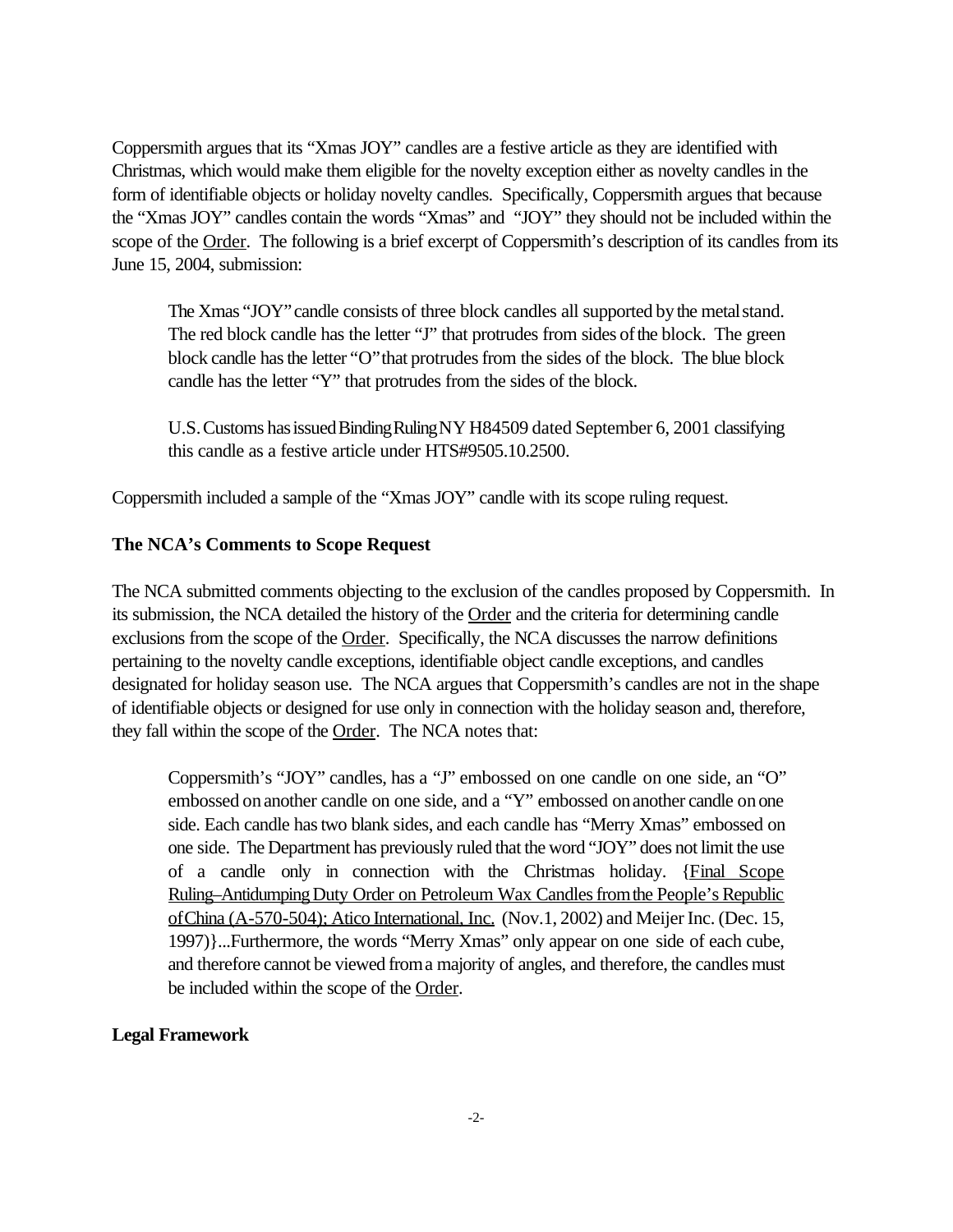Coppersmith argues that its "Xmas JOY" candles are a festive article as they are identified with Christmas, which would make them eligible for the novelty exception either as novelty candles in the form of identifiable objects or holiday novelty candles. Specifically, Coppersmith argues that because the "Xmas JOY" candles contain the words "Xmas" and "JOY" they should not be included within the scope of the Order. The following is a brief excerpt of Coppersmith's description of its candles from its June 15, 2004, submission:

> The Xmas "JOY" candle consists of three block candles all supported by the metal stand. The red block candle has the letter "J" that protrudes from sides of the block. The green block candle has the letter "O" that protrudes from the sides of the block. The blue block candle has the letter "Y" that protrudes from the sides of the block.
>
> U.S. Customs has issued Binding Ruling NY H84509 dated September 6, 2001 classifying this candle as a festive article under HTS#9505.10.2500.

Coppersmith included a sample of the "Xmas JOY" candle with its scope ruling request.

**The NCA's Comments to Scope Request**

The NCA submitted comments objecting to the exclusion of the candles proposed by Coppersmith. In its submission, the NCA detailed the history of the Order and the criteria for determining candle exclusions from the scope of the Order. Specifically, the NCA discusses the narrow definitions pertaining to the novelty candle exceptions, identifiable object candle exceptions, and candles designated for holiday season use. The NCA argues that Coppersmith's candles are not in the shape of identifiable objects or designed for use only in connection with the holiday season and, therefore, they fall within the scope of the Order. The NCA notes that:

> Coppersmith's "JOY" candles, has a "J" embossed on one candle on one side, an "O" embossed on another candle on one side, and a "Y" embossed on another candle on one side. Each candle has two blank sides, and each candle has "Merry Xmas" embossed on one side. The Department has previously ruled that the word "JOY" does not limit the use of a candle only in connection with the Christmas holiday. {Final Scope Ruling–Antidumping Duty Order on Petroleum Wax Candles from the People's Republic of China (A-570-504); Atico International, Inc. (Nov.1, 2002) and Meijer Inc. (Dec. 15, 1997)}...Furthermore, the words "Merry Xmas" only appear on one side of each cube, and therefore cannot be viewed from a majority of angles, and therefore, the candles must be included within the scope of the Order.

**Legal Framework**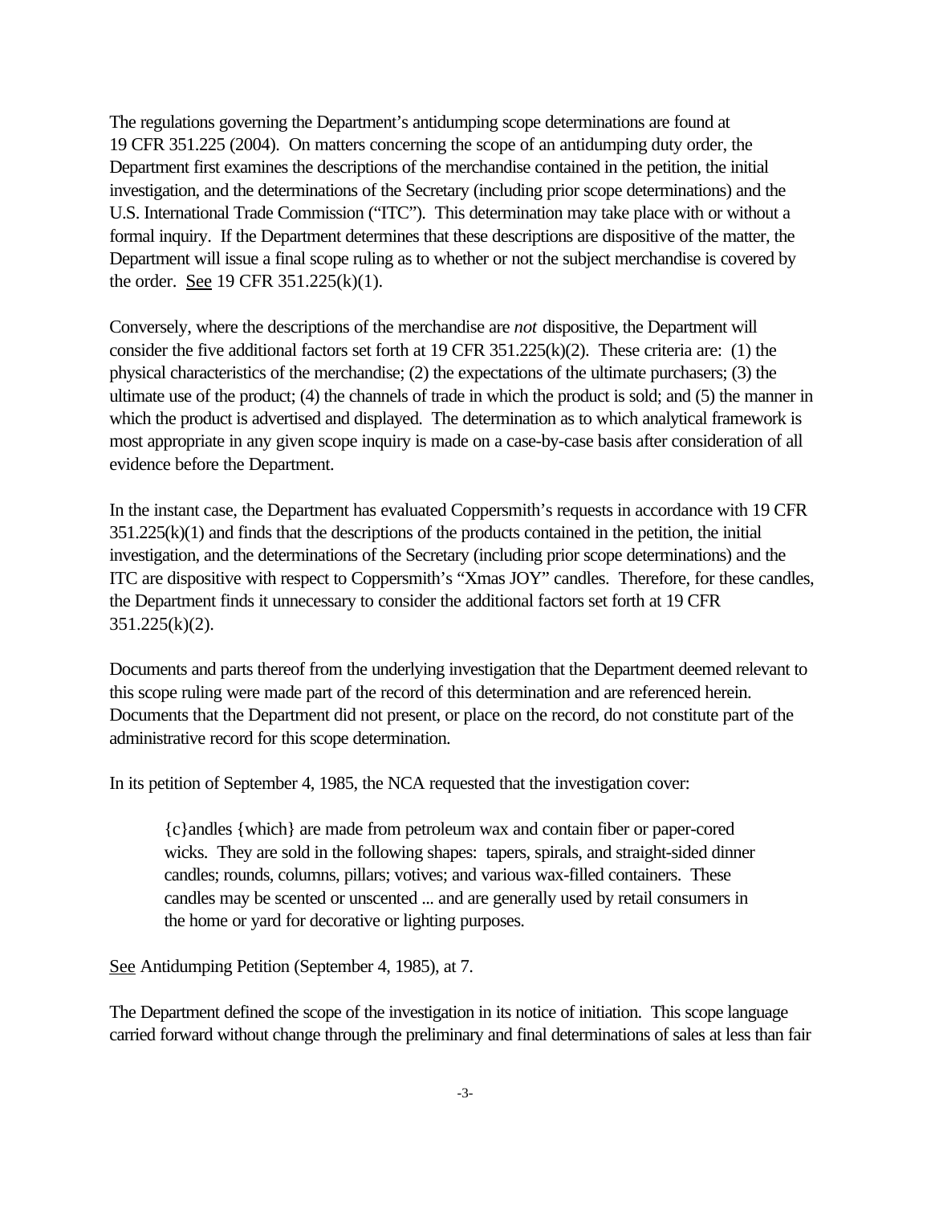The regulations governing the Department's antidumping scope determinations are found at 19 CFR 351.225 (2004). On matters concerning the scope of an antidumping duty order, the Department first examines the descriptions of the merchandise contained in the petition, the initial investigation, and the determinations of the Secretary (including prior scope determinations) and the U.S. International Trade Commission ("ITC"). This determination may take place with or without a formal inquiry. If the Department determines that these descriptions are dispositive of the matter, the Department will issue a final scope ruling as to whether or not the subject merchandise is covered by the order. See 19 CFR 351.225(k)(1).

Conversely, where the descriptions of the merchandise are *not* dispositive, the Department will consider the five additional factors set forth at 19 CFR 351.225(k)(2). These criteria are: (1) the physical characteristics of the merchandise; (2) the expectations of the ultimate purchasers; (3) the ultimate use of the product; (4) the channels of trade in which the product is sold; and (5) the manner in which the product is advertised and displayed. The determination as to which analytical framework is most appropriate in any given scope inquiry is made on a case-by-case basis after consideration of all evidence before the Department.

In the instant case, the Department has evaluated Coppersmith's requests in accordance with 19 CFR 351.225(k)(1) and finds that the descriptions of the products contained in the petition, the initial investigation, and the determinations of the Secretary (including prior scope determinations) and the ITC are dispositive with respect to Coppersmith's "Xmas JOY" candles. Therefore, for these candles, the Department finds it unnecessary to consider the additional factors set forth at 19 CFR 351.225(k)(2).

Documents and parts thereof from the underlying investigation that the Department deemed relevant to this scope ruling were made part of the record of this determination and are referenced herein. Documents that the Department did not present, or place on the record, do not constitute part of the administrative record for this scope determination.

In its petition of September 4, 1985, the NCA requested that the investigation cover:

> {c}andles {which} are made from petroleum wax and contain fiber or paper-cored wicks. They are sold in the following shapes: tapers, spirals, and straight-sided dinner candles; rounds, columns, pillars; votives; and various wax-filled containers. These candles may be scented or unscented ... and are generally used by retail consumers in the home or yard for decorative or lighting purposes.

See Antidumping Petition (September 4, 1985), at 7.

The Department defined the scope of the investigation in its notice of initiation. This scope language carried forward without change through the preliminary and final determinations of sales at less than fair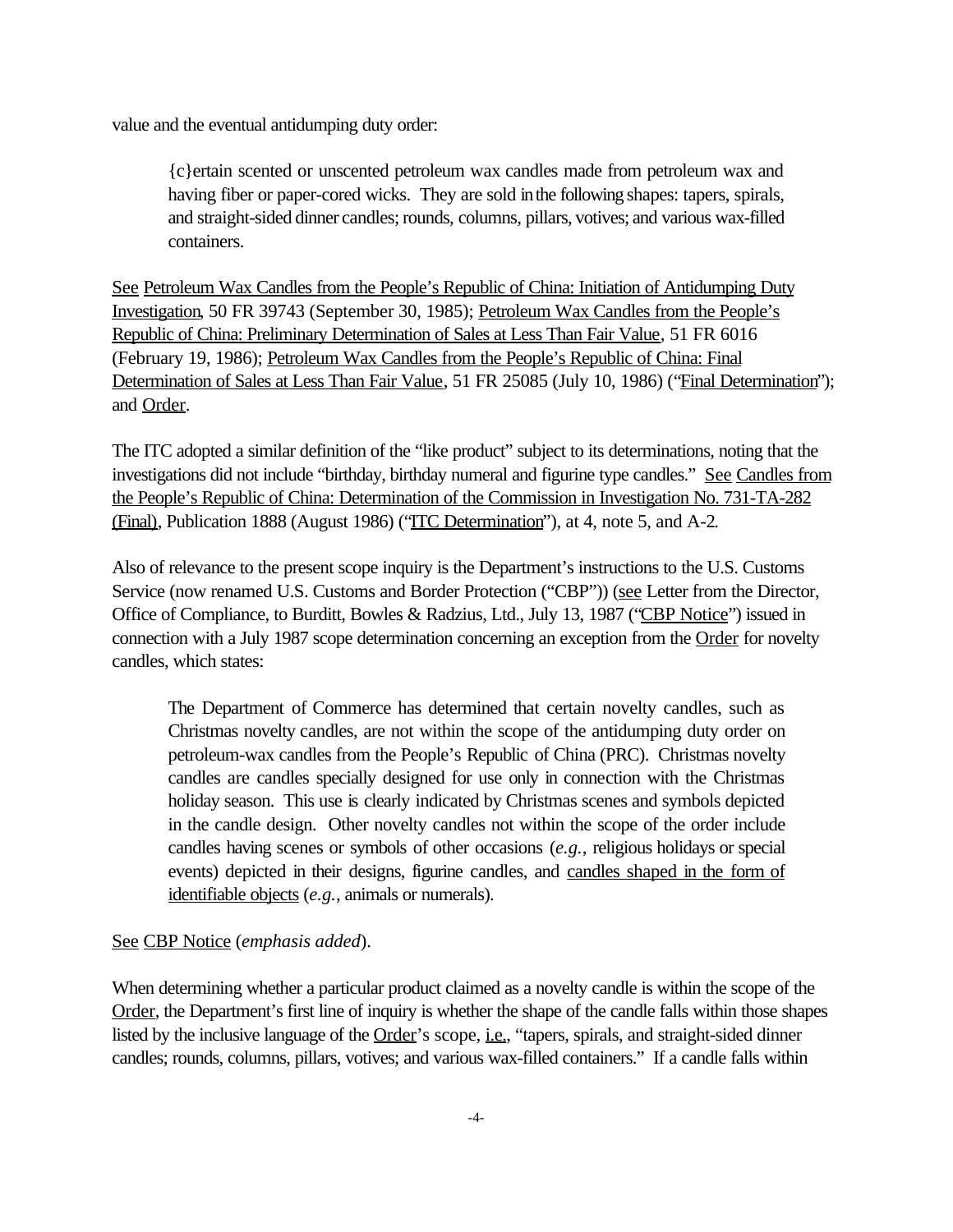value and the eventual antidumping duty order:

> {c}ertain scented or unscented petroleum wax candles made from petroleum wax and having fiber or paper-cored wicks. They are sold in the following shapes: tapers, spirals, and straight-sided dinner candles; rounds, columns, pillars, votives; and various wax-filled containers.

See Petroleum Wax Candles from the People's Republic of China: Initiation of Antidumping Duty Investigation, 50 FR 39743 (September 30, 1985); Petroleum Wax Candles from the People's Republic of China: Preliminary Determination of Sales at Less Than Fair Value, 51 FR 6016 (February 19, 1986); Petroleum Wax Candles from the People's Republic of China: Final Determination of Sales at Less Than Fair Value, 51 FR 25085 (July 10, 1986) ("Final Determination"); and Order.

The ITC adopted a similar definition of the "like product" subject to its determinations, noting that the investigations did not include "birthday, birthday numeral and figurine type candles." See Candles from the People's Republic of China: Determination of the Commission in Investigation No. 731-TA-282 (Final), Publication 1888 (August 1986) ("ITC Determination"), at 4, note 5, and A-2.

Also of relevance to the present scope inquiry is the Department's instructions to the U.S. Customs Service (now renamed U.S. Customs and Border Protection ("CBP")) (see Letter from the Director, Office of Compliance, to Burditt, Bowles & Radzius, Ltd., July 13, 1987 ("CBP Notice") issued in connection with a July 1987 scope determination concerning an exception from the Order for novelty candles, which states:

> The Department of Commerce has determined that certain novelty candles, such as Christmas novelty candles, are not within the scope of the antidumping duty order on petroleum-wax candles from the People's Republic of China (PRC). Christmas novelty candles are candles specially designed for use only in connection with the Christmas holiday season. This use is clearly indicated by Christmas scenes and symbols depicted in the candle design. Other novelty candles not within the scope of the order include candles having scenes or symbols of other occasions (*e.g.*, religious holidays or special events) depicted in their designs, figurine candles, and candles shaped in the form of identifiable objects (*e.g.*, animals or numerals).

See CBP Notice (*emphasis added*).

When determining whether a particular product claimed as a novelty candle is within the scope of the Order, the Department's first line of inquiry is whether the shape of the candle falls within those shapes listed by the inclusive language of the Order's scope, i.e., "tapers, spirals, and straight-sided dinner candles; rounds, columns, pillars, votives; and various wax-filled containers." If a candle falls within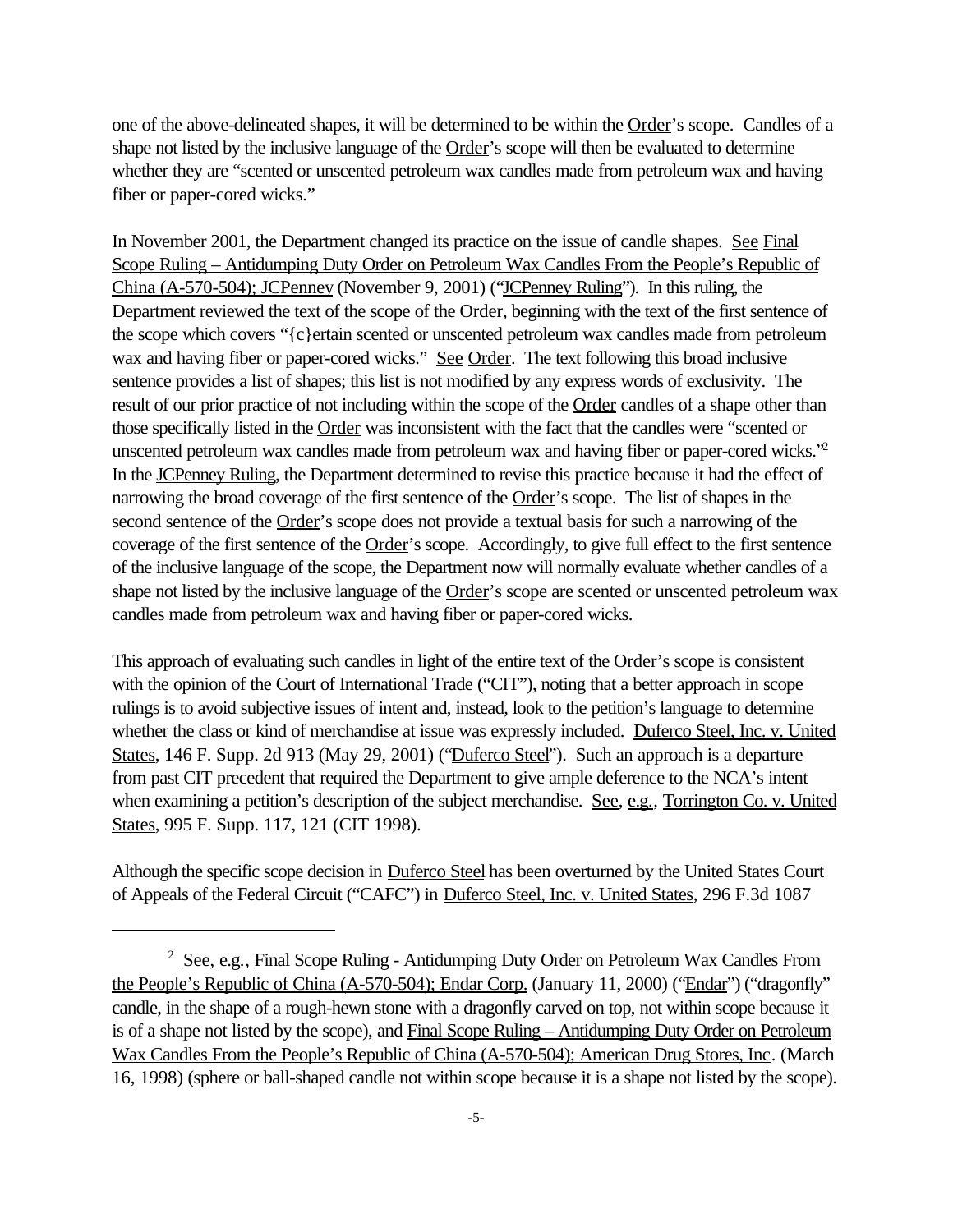one of the above-delineated shapes, it will be determined to be within the Order's scope. Candles of a shape not listed by the inclusive language of the Order's scope will then be evaluated to determine whether they are "scented or unscented petroleum wax candles made from petroleum wax and having fiber or paper-cored wicks."

In November 2001, the Department changed its practice on the issue of candle shapes. See Final Scope Ruling – Antidumping Duty Order on Petroleum Wax Candles From the People's Republic of China (A-570-504); JCPenney (November 9, 2001) ("JCPenney Ruling"). In this ruling, the Department reviewed the text of the scope of the Order, beginning with the text of the first sentence of the scope which covers "{c}ertain scented or unscented petroleum wax candles made from petroleum wax and having fiber or paper-cored wicks." See Order. The text following this broad inclusive sentence provides a list of shapes; this list is not modified by any express words of exclusivity. The result of our prior practice of not including within the scope of the Order candles of a shape other than those specifically listed in the Order was inconsistent with the fact that the candles were "scented or unscented petroleum wax candles made from petroleum wax and having fiber or paper-cored wicks."[2] In the JCPenney Ruling, the Department determined to revise this practice because it had the effect of narrowing the broad coverage of the first sentence of the Order's scope. The list of shapes in the second sentence of the Order's scope does not provide a textual basis for such a narrowing of the coverage of the first sentence of the Order's scope. Accordingly, to give full effect to the first sentence of the inclusive language of the scope, the Department now will normally evaluate whether candles of a shape not listed by the inclusive language of the Order's scope are scented or unscented petroleum wax candles made from petroleum wax and having fiber or paper-cored wicks.

This approach of evaluating such candles in light of the entire text of the Order's scope is consistent with the opinion of the Court of International Trade ("CIT"), noting that a better approach in scope rulings is to avoid subjective issues of intent and, instead, look to the petition's language to determine whether the class or kind of merchandise at issue was expressly included. Duferco Steel, Inc. v. United States, 146 F. Supp. 2d 913 (May 29, 2001) ("Duferco Steel"). Such an approach is a departure from past CIT precedent that required the Department to give ample deference to the NCA's intent when examining a petition's description of the subject merchandise. See, e.g., Torrington Co. v. United States, 995 F. Supp. 117, 121 (CIT 1998).

Although the specific scope decision in Duferco Steel has been overturned by the United States Court of Appeals of the Federal Circuit ("CAFC") in Duferco Steel, Inc. v. United States, 296 F.3d 1087

---

[2] See, e.g., Final Scope Ruling - Antidumping Duty Order on Petroleum Wax Candles From the People's Republic of China (A-570-504); Endar Corp. (January 11, 2000) ("Endar") ("dragonfly" candle, in the shape of a rough-hewn stone with a dragonfly carved on top, not within scope because it is of a shape not listed by the scope), and Final Scope Ruling – Antidumping Duty Order on Petroleum Wax Candles From the People's Republic of China (A-570-504); American Drug Stores, Inc. (March 16, 1998) (sphere or ball-shaped candle not within scope because it is a shape not listed by the scope).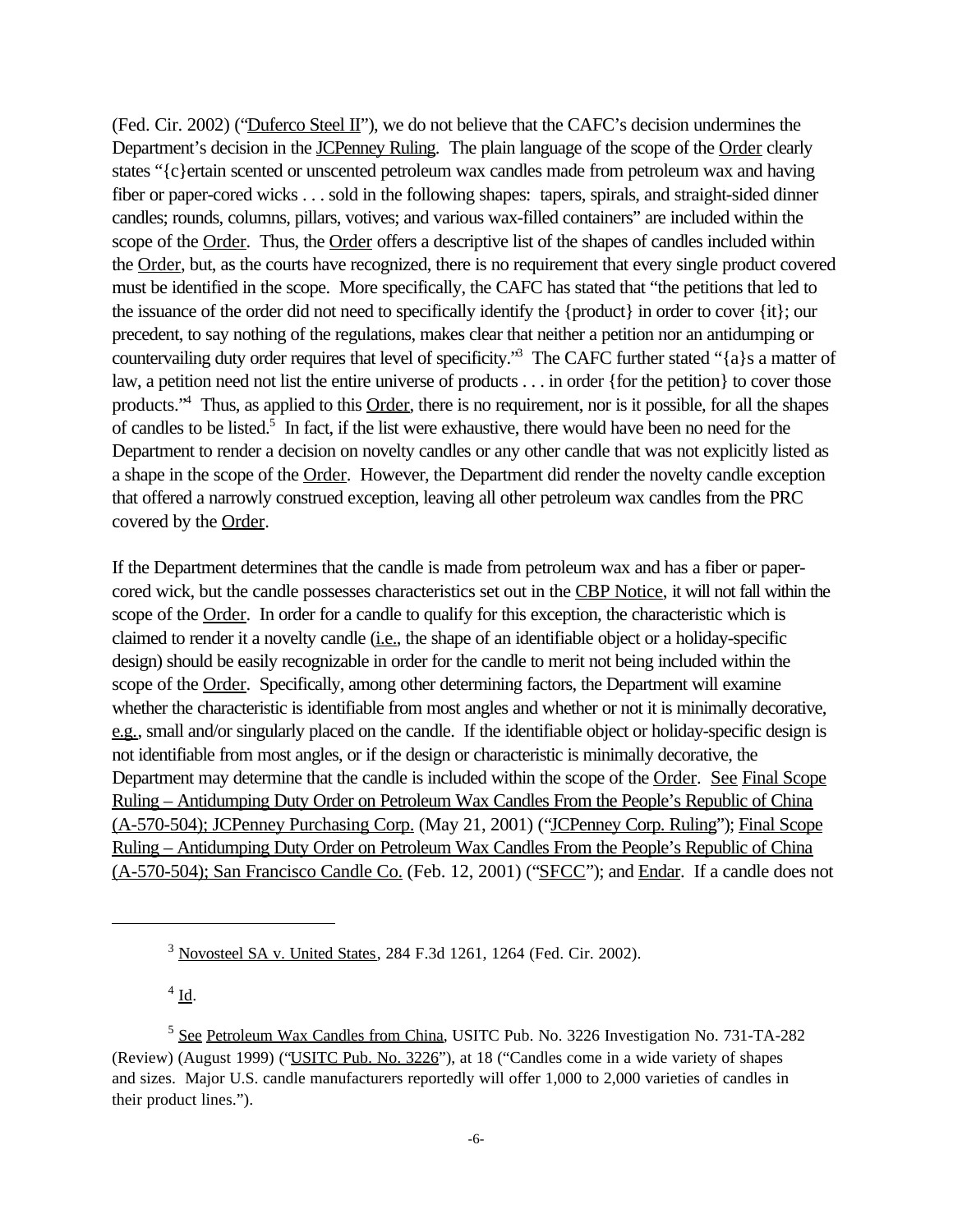(Fed. Cir. 2002) ("Duferco Steel II"), we do not believe that the CAFC's decision undermines the Department's decision in the JCPenney Ruling. The plain language of the scope of the Order clearly states "{c}ertain scented or unscented petroleum wax candles made from petroleum wax and having fiber or paper-cored wicks . . . sold in the following shapes: tapers, spirals, and straight-sided dinner candles; rounds, columns, pillars, votives; and various wax-filled containers" are included within the scope of the Order. Thus, the Order offers a descriptive list of the shapes of candles included within the Order, but, as the courts have recognized, there is no requirement that every single product covered must be identified in the scope. More specifically, the CAFC has stated that "the petitions that led to the issuance of the order did not need to specifically identify the {product} in order to cover {it}; our precedent, to say nothing of the regulations, makes clear that neither a petition nor an antidumping or countervailing duty order requires that level of specificity."[3] The CAFC further stated "{a}s a matter of law, a petition need not list the entire universe of products . . . in order {for the petition} to cover those products."[4] Thus, as applied to this Order, there is no requirement, nor is it possible, for all the shapes of candles to be listed.[5] In fact, if the list were exhaustive, there would have been no need for the Department to render a decision on novelty candles or any other candle that was not explicitly listed as a shape in the scope of the Order. However, the Department did render the novelty candle exception that offered a narrowly construed exception, leaving all other petroleum wax candles from the PRC covered by the Order.

If the Department determines that the candle is made from petroleum wax and has a fiber or paper-cored wick, but the candle possesses characteristics set out in the CBP Notice, it will not fall within the scope of the Order. In order for a candle to qualify for this exception, the characteristic which is claimed to render it a novelty candle (i.e., the shape of an identifiable object or a holiday-specific design) should be easily recognizable in order for the candle to merit not being included within the scope of the Order. Specifically, among other determining factors, the Department will examine whether the characteristic is identifiable from most angles and whether or not it is minimally decorative, e.g., small and/or singularly placed on the candle. If the identifiable object or holiday-specific design is not identifiable from most angles, or if the design or characteristic is minimally decorative, the Department may determine that the candle is included within the scope of the Order. See Final Scope Ruling – Antidumping Duty Order on Petroleum Wax Candles From the People's Republic of China (A-570-504); JCPenney Purchasing Corp. (May 21, 2001) ("JCPenney Corp. Ruling"); Final Scope Ruling – Antidumping Duty Order on Petroleum Wax Candles From the People's Republic of China (A-570-504); San Francisco Candle Co. (Feb. 12, 2001) ("SFCC"); and Endar. If a candle does not

---

[3] Novosteel SA v. United States, 284 F.3d 1261, 1264 (Fed. Cir. 2002).

[4] Id.

[5] See Petroleum Wax Candles from China, USITC Pub. No. 3226 Investigation No. 731-TA-282 (Review) (August 1999) ("USITC Pub. No. 3226"), at 18 ("Candles come in a wide variety of shapes and sizes. Major U.S. candle manufacturers reportedly will offer 1,000 to 2,000 varieties of candles in their product lines.").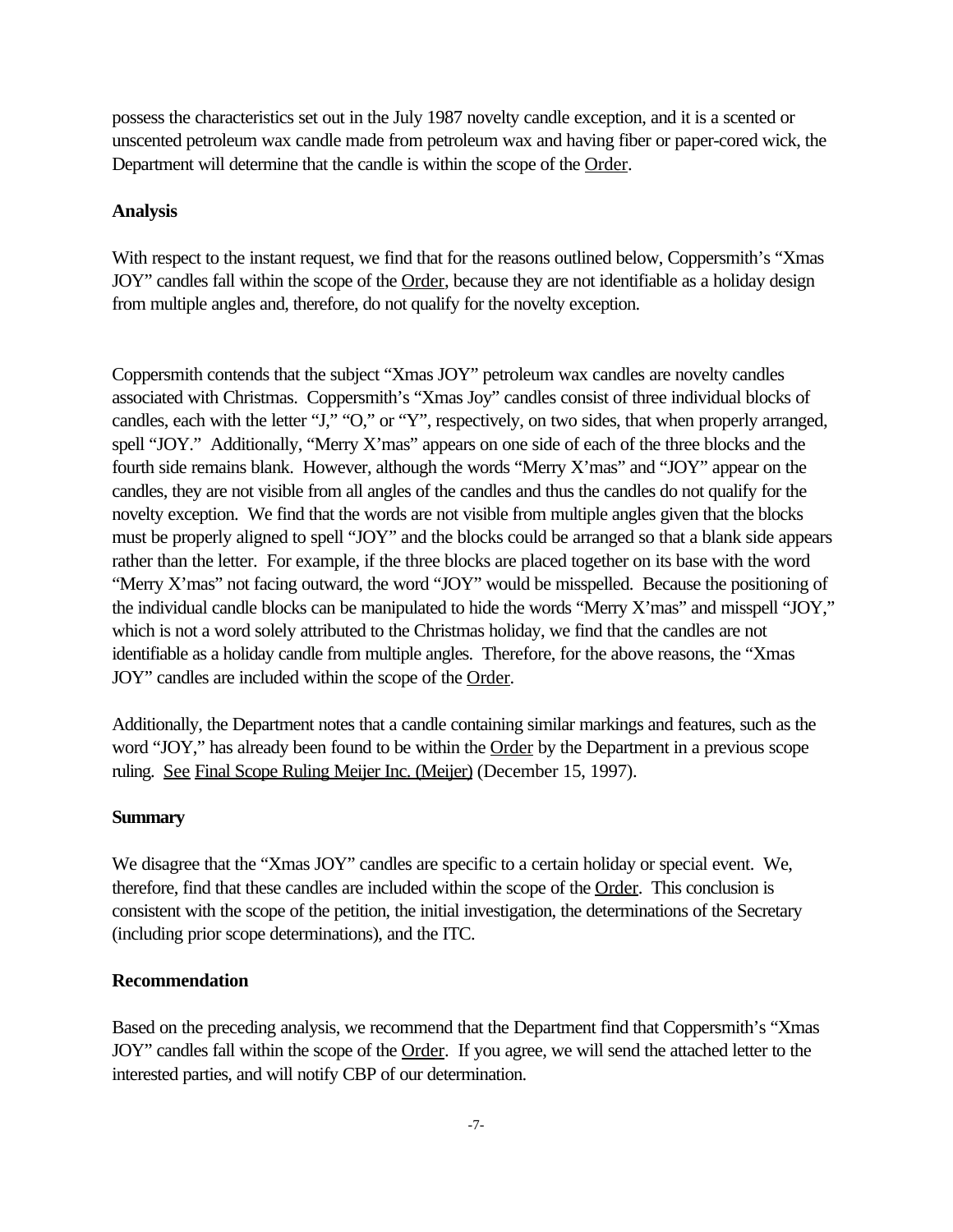possess the characteristics set out in the July 1987 novelty candle exception, and it is a scented or unscented petroleum wax candle made from petroleum wax and having fiber or paper-cored wick, the Department will determine that the candle is within the scope of the Order.

**Analysis**

With respect to the instant request, we find that for the reasons outlined below, Coppersmith's "Xmas JOY" candles fall within the scope of the Order, because they are not identifiable as a holiday design from multiple angles and, therefore, do not qualify for the novelty exception.

Coppersmith contends that the subject "Xmas JOY" petroleum wax candles are novelty candles associated with Christmas. Coppersmith's "Xmas Joy" candles consist of three individual blocks of candles, each with the letter "J," "O," or "Y", respectively, on two sides, that when properly arranged, spell "JOY." Additionally, "Merry X'mas" appears on one side of each of the three blocks and the fourth side remains blank. However, although the words "Merry X'mas" and "JOY" appear on the candles, they are not visible from all angles of the candles and thus the candles do not qualify for the novelty exception. We find that the words are not visible from multiple angles given that the blocks must be properly aligned to spell "JOY" and the blocks could be arranged so that a blank side appears rather than the letter. For example, if the three blocks are placed together on its base with the word "Merry X'mas" not facing outward, the word "JOY" would be misspelled. Because the positioning of the individual candle blocks can be manipulated to hide the words "Merry X'mas" and misspell "JOY," which is not a word solely attributed to the Christmas holiday, we find that the candles are not identifiable as a holiday candle from multiple angles. Therefore, for the above reasons, the "Xmas JOY" candles are included within the scope of the Order.

Additionally, the Department notes that a candle containing similar markings and features, such as the word "JOY," has already been found to be within the Order by the Department in a previous scope ruling. See Final Scope Ruling Meijer Inc. (Meijer) (December 15, 1997).

**Summary**

We disagree that the "Xmas JOY" candles are specific to a certain holiday or special event. We, therefore, find that these candles are included within the scope of the Order. This conclusion is consistent with the scope of the petition, the initial investigation, the determinations of the Secretary (including prior scope determinations), and the ITC.

**Recommendation**

Based on the preceding analysis, we recommend that the Department find that Coppersmith's "Xmas JOY" candles fall within the scope of the Order. If you agree, we will send the attached letter to the interested parties, and will notify CBP of our determination.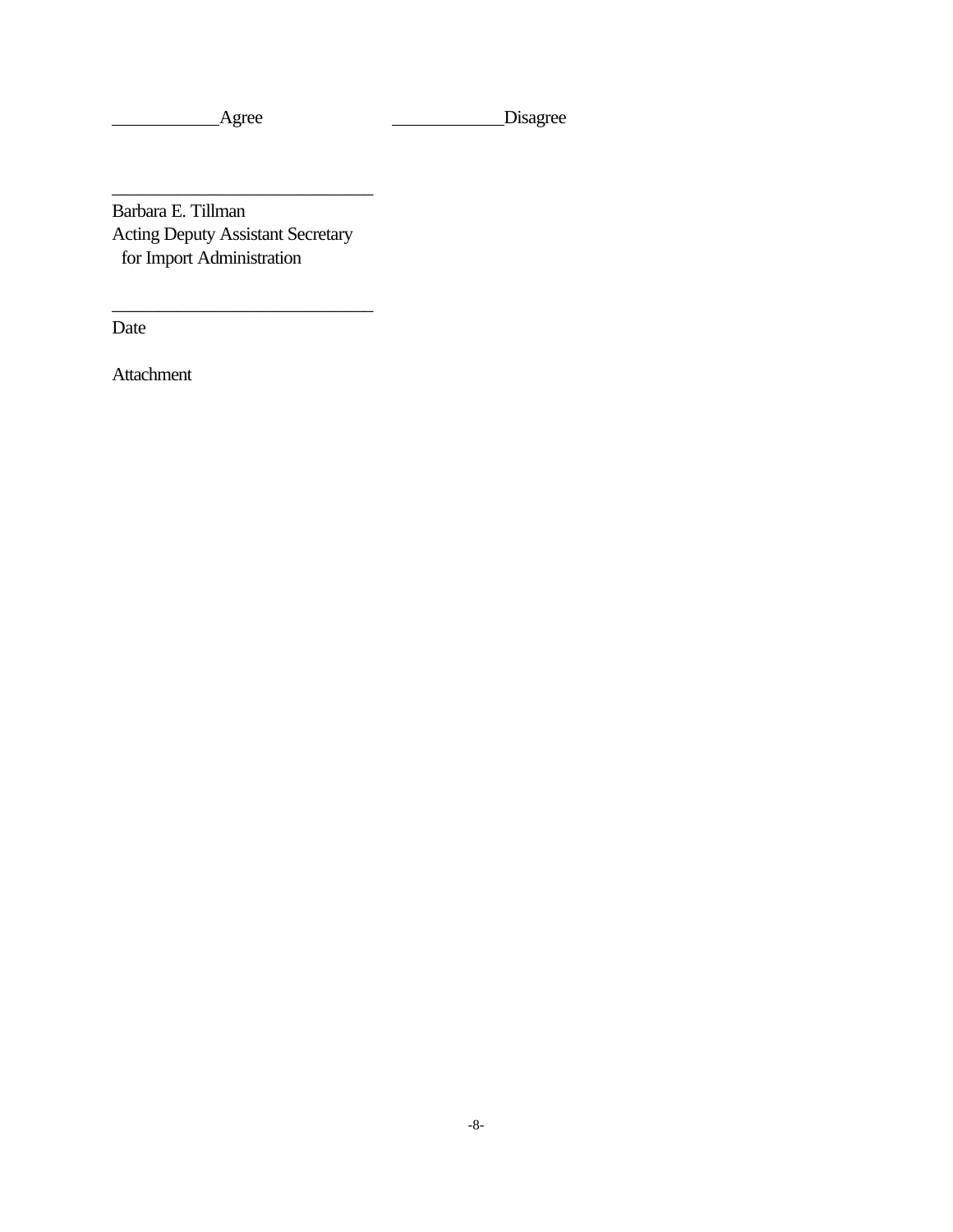\_\_\_\_\_\_\_\_\_\_\_\_Agree                    \_\_\_\_\_\_\_\_\_\_\_\_Disagree

\_\_\_\_\_\_\_\_\_\_\_\_\_\_\_\_\_\_\_\_\_\_\_\_\_\_\_\_\_\_

Barbara E. Tillman
Acting Deputy Assistant Secretary
for Import Administration

\_\_\_\_\_\_\_\_\_\_\_\_\_\_\_\_\_\_\_\_\_\_\_\_\_\_\_\_\_\_

Date

Attachment